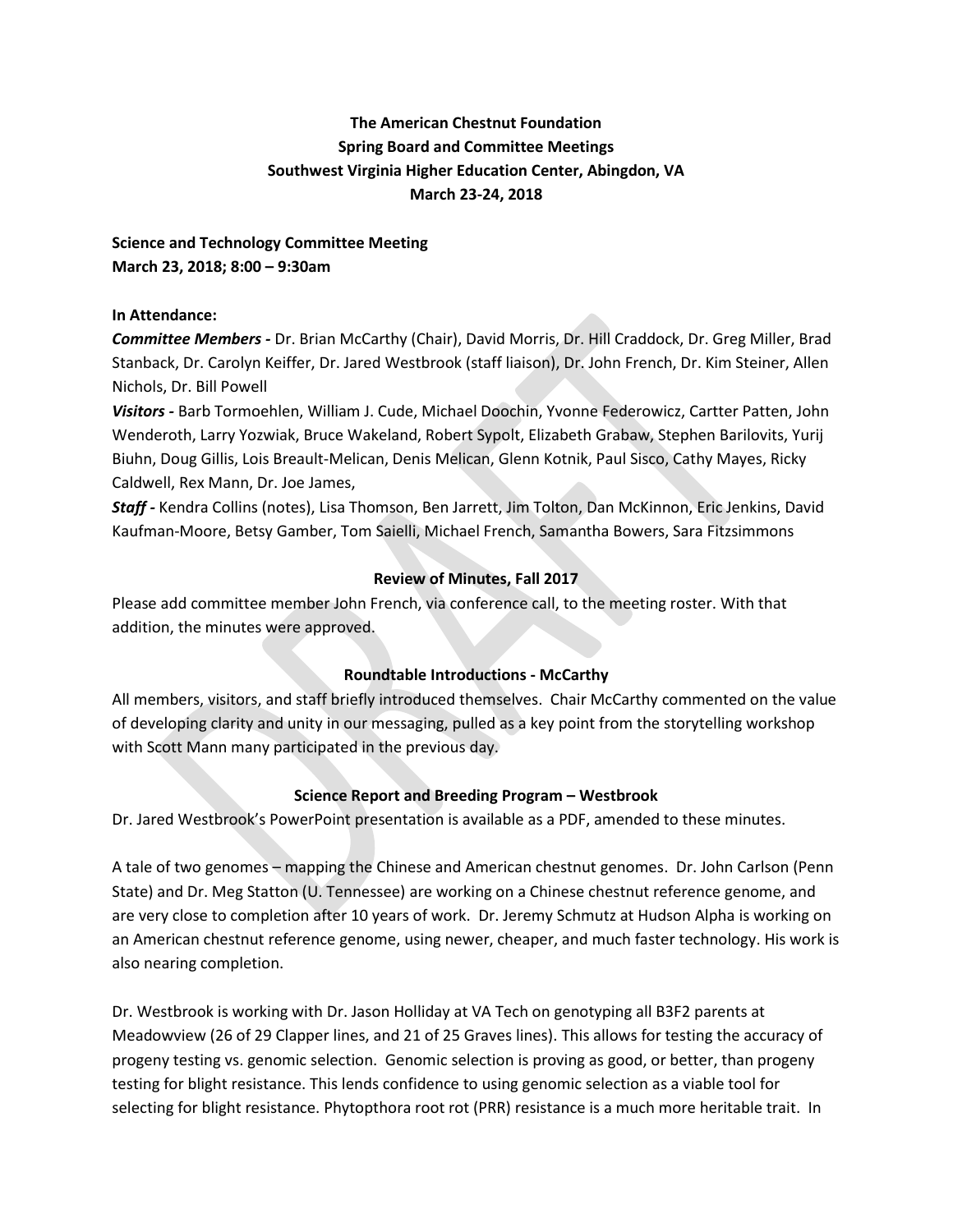**The American Chestnut Foundation**
**Spring Board and Committee Meetings**
**Southwest Virginia Higher Education Center, Abingdon, VA**
**March 23-24, 2018**

**Science and Technology Committee Meeting**
**March 23, 2018; 8:00 – 9:30am**

**In Attendance:**

***Committee Members -*** Dr. Brian McCarthy (Chair), David Morris, Dr. Hill Craddock, Dr. Greg Miller, Brad Stanback, Dr. Carolyn Keiffer, Dr. Jared Westbrook (staff liaison), Dr. John French, Dr. Kim Steiner, Allen Nichols, Dr. Bill Powell

***Visitors -*** Barb Tormoehlen, William J. Cude, Michael Doochin, Yvonne Federowicz, Cartter Patten, John Wenderoth, Larry Yozwiak, Bruce Wakeland, Robert Sypolt, Elizabeth Grabaw, Stephen Barilovits, Yurij Biuhn, Doug Gillis, Lois Breault-Melican, Denis Melican, Glenn Kotnik, Paul Sisco, Cathy Mayes, Ricky Caldwell, Rex Mann, Dr. Joe James,

***Staff -*** Kendra Collins (notes), Lisa Thomson, Ben Jarrett, Jim Tolton, Dan McKinnon, Eric Jenkins, David Kaufman-Moore, Betsy Gamber, Tom Saielli, Michael French, Samantha Bowers, Sara Fitzsimmons

**Review of Minutes, Fall 2017**

Please add committee member John French, via conference call, to the meeting roster. With that addition, the minutes were approved.

**Roundtable Introductions - McCarthy**

All members, visitors, and staff briefly introduced themselves. Chair McCarthy commented on the value of developing clarity and unity in our messaging, pulled as a key point from the storytelling workshop with Scott Mann many participated in the previous day.

**Science Report and Breeding Program – Westbrook**

Dr. Jared Westbrook's PowerPoint presentation is available as a PDF, amended to these minutes.

A tale of two genomes – mapping the Chinese and American chestnut genomes. Dr. John Carlson (Penn State) and Dr. Meg Statton (U. Tennessee) are working on a Chinese chestnut reference genome, and are very close to completion after 10 years of work. Dr. Jeremy Schmutz at Hudson Alpha is working on an American chestnut reference genome, using newer, cheaper, and much faster technology. His work is also nearing completion.

Dr. Westbrook is working with Dr. Jason Holliday at VA Tech on genotyping all B3F2 parents at Meadowview (26 of 29 Clapper lines, and 21 of 25 Graves lines). This allows for testing the accuracy of progeny testing vs. genomic selection. Genomic selection is proving as good, or better, than progeny testing for blight resistance. This lends confidence to using genomic selection as a viable tool for selecting for blight resistance. Phytopthora root rot (PRR) resistance is a much more heritable trait. In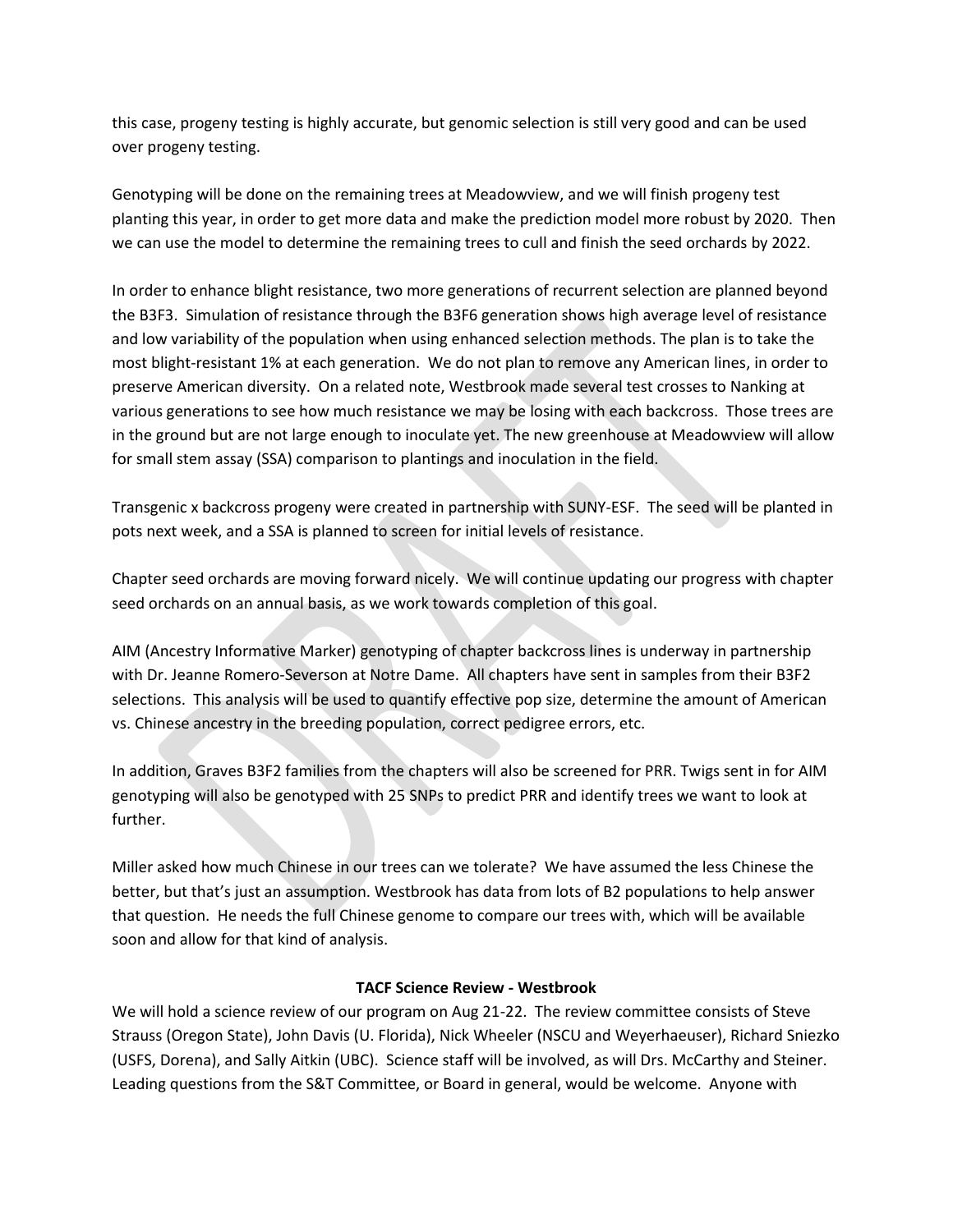this case, progeny testing is highly accurate, but genomic selection is still very good and can be used over progeny testing.

Genotyping will be done on the remaining trees at Meadowview, and we will finish progeny test planting this year, in order to get more data and make the prediction model more robust by 2020. Then we can use the model to determine the remaining trees to cull and finish the seed orchards by 2022.

In order to enhance blight resistance, two more generations of recurrent selection are planned beyond the B3F3. Simulation of resistance through the B3F6 generation shows high average level of resistance and low variability of the population when using enhanced selection methods. The plan is to take the most blight-resistant 1% at each generation. We do not plan to remove any American lines, in order to preserve American diversity. On a related note, Westbrook made several test crosses to Nanking at various generations to see how much resistance we may be losing with each backcross. Those trees are in the ground but are not large enough to inoculate yet. The new greenhouse at Meadowview will allow for small stem assay (SSA) comparison to plantings and inoculation in the field.

Transgenic x backcross progeny were created in partnership with SUNY-ESF. The seed will be planted in pots next week, and a SSA is planned to screen for initial levels of resistance.

Chapter seed orchards are moving forward nicely. We will continue updating our progress with chapter seed orchards on an annual basis, as we work towards completion of this goal.

AIM (Ancestry Informative Marker) genotyping of chapter backcross lines is underway in partnership with Dr. Jeanne Romero-Severson at Notre Dame. All chapters have sent in samples from their B3F2 selections. This analysis will be used to quantify effective pop size, determine the amount of American vs. Chinese ancestry in the breeding population, correct pedigree errors, etc.

In addition, Graves B3F2 families from the chapters will also be screened for PRR. Twigs sent in for AIM genotyping will also be genotyped with 25 SNPs to predict PRR and identify trees we want to look at further.

Miller asked how much Chinese in our trees can we tolerate? We have assumed the less Chinese the better, but that's just an assumption. Westbrook has data from lots of B2 populations to help answer that question. He needs the full Chinese genome to compare our trees with, which will be available soon and allow for that kind of analysis.

**TACF Science Review - Westbrook**

We will hold a science review of our program on Aug 21-22. The review committee consists of Steve Strauss (Oregon State), John Davis (U. Florida), Nick Wheeler (NSCU and Weyerhaeuser), Richard Sniezko (USFS, Dorena), and Sally Aitkin (UBC). Science staff will be involved, as will Drs. McCarthy and Steiner. Leading questions from the S&T Committee, or Board in general, would be welcome. Anyone with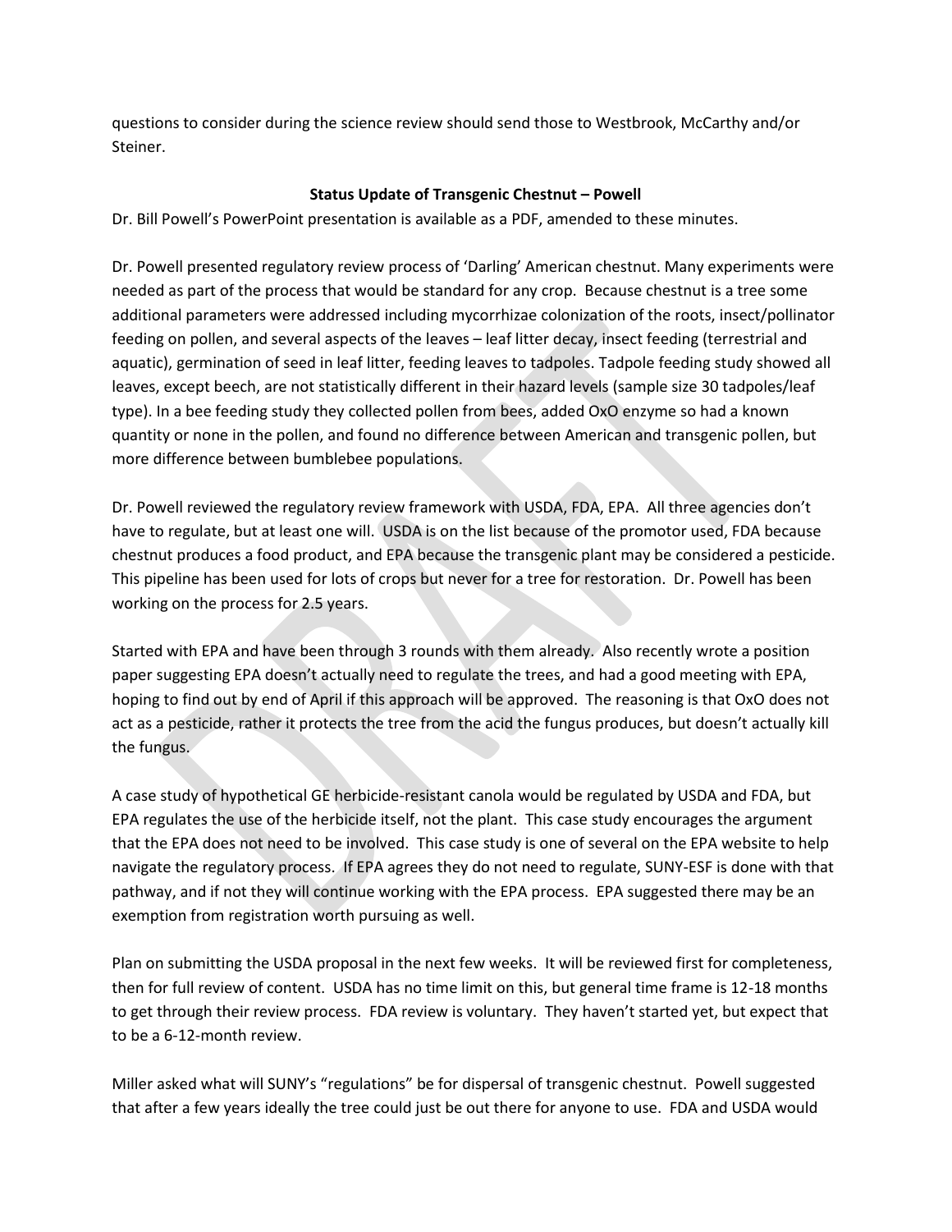questions to consider during the science review should send those to Westbrook, McCarthy and/or Steiner.

**Status Update of Transgenic Chestnut – Powell**

Dr. Bill Powell's PowerPoint presentation is available as a PDF, amended to these minutes.

Dr. Powell presented regulatory review process of 'Darling' American chestnut. Many experiments were needed as part of the process that would be standard for any crop. Because chestnut is a tree some additional parameters were addressed including mycorrhizae colonization of the roots, insect/pollinator feeding on pollen, and several aspects of the leaves – leaf litter decay, insect feeding (terrestrial and aquatic), germination of seed in leaf litter, feeding leaves to tadpoles. Tadpole feeding study showed all leaves, except beech, are not statistically different in their hazard levels (sample size 30 tadpoles/leaf type). In a bee feeding study they collected pollen from bees, added OxO enzyme so had a known quantity or none in the pollen, and found no difference between American and transgenic pollen, but more difference between bumblebee populations.

Dr. Powell reviewed the regulatory review framework with USDA, FDA, EPA. All three agencies don't have to regulate, but at least one will. USDA is on the list because of the promotor used, FDA because chestnut produces a food product, and EPA because the transgenic plant may be considered a pesticide. This pipeline has been used for lots of crops but never for a tree for restoration. Dr. Powell has been working on the process for 2.5 years.

Started with EPA and have been through 3 rounds with them already. Also recently wrote a position paper suggesting EPA doesn't actually need to regulate the trees, and had a good meeting with EPA, hoping to find out by end of April if this approach will be approved. The reasoning is that OxO does not act as a pesticide, rather it protects the tree from the acid the fungus produces, but doesn't actually kill the fungus.

A case study of hypothetical GE herbicide-resistant canola would be regulated by USDA and FDA, but EPA regulates the use of the herbicide itself, not the plant. This case study encourages the argument that the EPA does not need to be involved. This case study is one of several on the EPA website to help navigate the regulatory process. If EPA agrees they do not need to regulate, SUNY-ESF is done with that pathway, and if not they will continue working with the EPA process. EPA suggested there may be an exemption from registration worth pursuing as well.

Plan on submitting the USDA proposal in the next few weeks. It will be reviewed first for completeness, then for full review of content. USDA has no time limit on this, but general time frame is 12-18 months to get through their review process. FDA review is voluntary. They haven't started yet, but expect that to be a 6-12-month review.

Miller asked what will SUNY's "regulations" be for dispersal of transgenic chestnut. Powell suggested that after a few years ideally the tree could just be out there for anyone to use. FDA and USDA would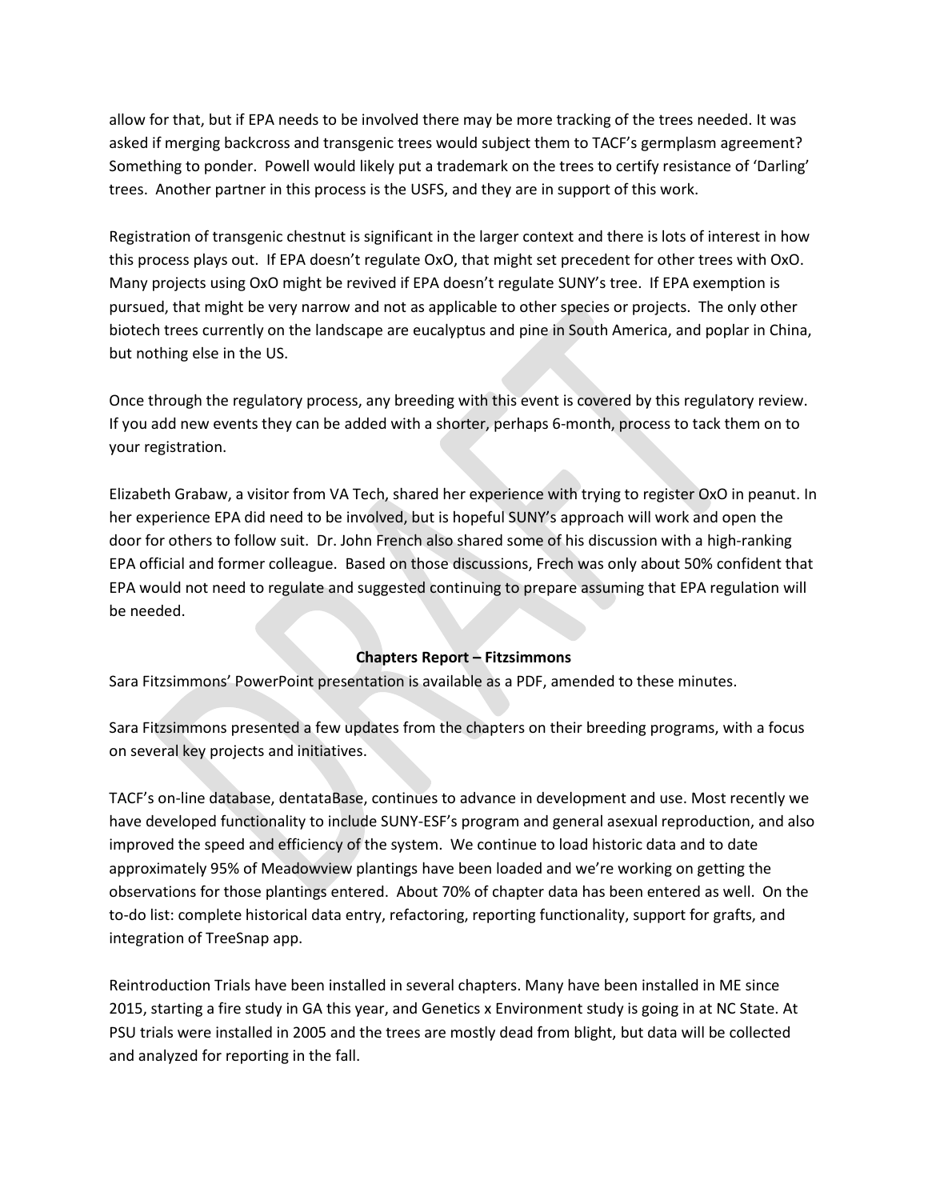allow for that, but if EPA needs to be involved there may be more tracking of the trees needed. It was asked if merging backcross and transgenic trees would subject them to TACF's germplasm agreement? Something to ponder. Powell would likely put a trademark on the trees to certify resistance of 'Darling' trees. Another partner in this process is the USFS, and they are in support of this work.

Registration of transgenic chestnut is significant in the larger context and there is lots of interest in how this process plays out. If EPA doesn't regulate OxO, that might set precedent for other trees with OxO. Many projects using OxO might be revived if EPA doesn't regulate SUNY's tree. If EPA exemption is pursued, that might be very narrow and not as applicable to other species or projects. The only other biotech trees currently on the landscape are eucalyptus and pine in South America, and poplar in China, but nothing else in the US.

Once through the regulatory process, any breeding with this event is covered by this regulatory review. If you add new events they can be added with a shorter, perhaps 6-month, process to tack them on to your registration.

Elizabeth Grabaw, a visitor from VA Tech, shared her experience with trying to register OxO in peanut. In her experience EPA did need to be involved, but is hopeful SUNY's approach will work and open the door for others to follow suit. Dr. John French also shared some of his discussion with a high-ranking EPA official and former colleague. Based on those discussions, Frech was only about 50% confident that EPA would not need to regulate and suggested continuing to prepare assuming that EPA regulation will be needed.

**Chapters Report – Fitzsimmons**

Sara Fitzsimmons' PowerPoint presentation is available as a PDF, amended to these minutes.

Sara Fitzsimmons presented a few updates from the chapters on their breeding programs, with a focus on several key projects and initiatives.

TACF's on-line database, dentataBase, continues to advance in development and use. Most recently we have developed functionality to include SUNY-ESF's program and general asexual reproduction, and also improved the speed and efficiency of the system. We continue to load historic data and to date approximately 95% of Meadowview plantings have been loaded and we're working on getting the observations for those plantings entered. About 70% of chapter data has been entered as well. On the to-do list: complete historical data entry, refactoring, reporting functionality, support for grafts, and integration of TreeSnap app.

Reintroduction Trials have been installed in several chapters. Many have been installed in ME since 2015, starting a fire study in GA this year, and Genetics x Environment study is going in at NC State. At PSU trials were installed in 2005 and the trees are mostly dead from blight, but data will be collected and analyzed for reporting in the fall.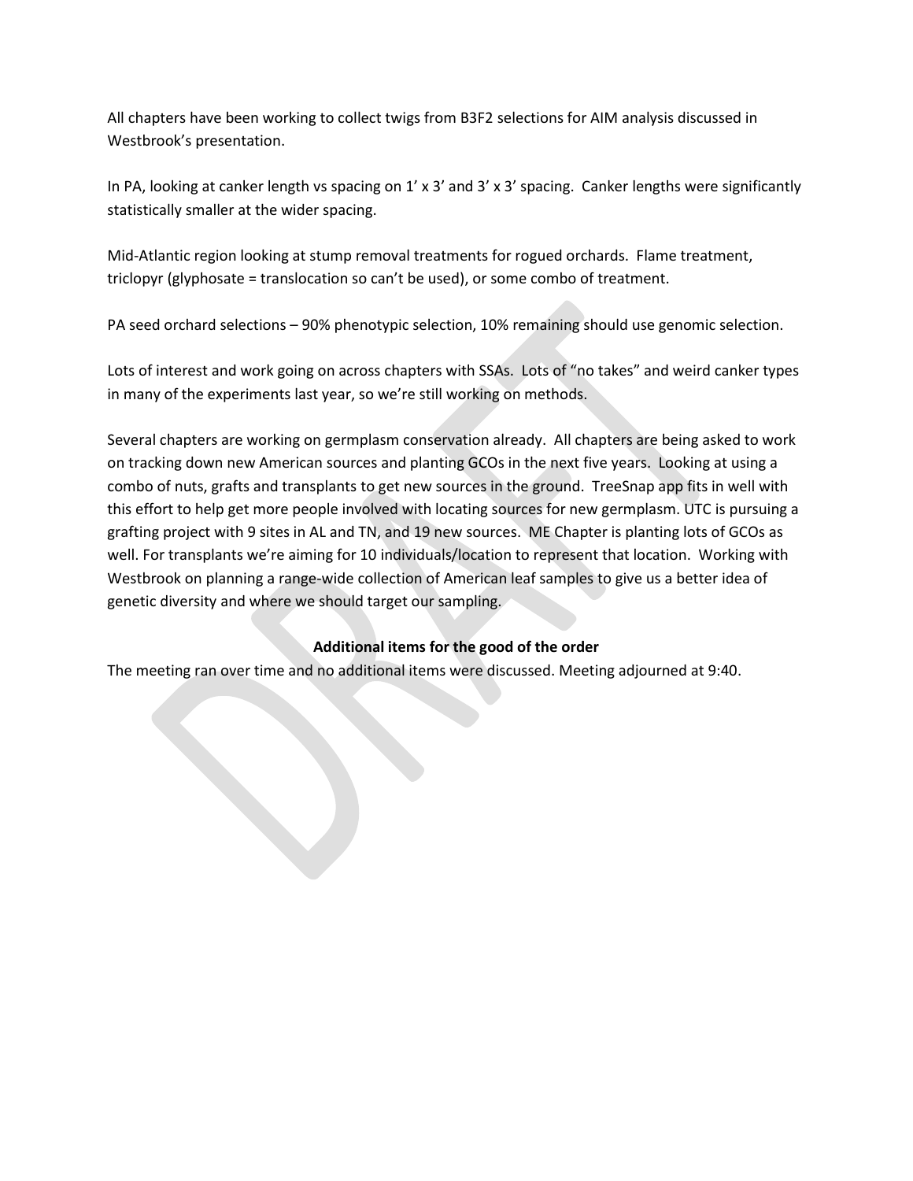All chapters have been working to collect twigs from B3F2 selections for AIM analysis discussed in Westbrook's presentation.

In PA, looking at canker length vs spacing on 1' x 3' and 3' x 3' spacing. Canker lengths were significantly statistically smaller at the wider spacing.

Mid-Atlantic region looking at stump removal treatments for rogued orchards. Flame treatment, triclopyr (glyphosate = translocation so can't be used), or some combo of treatment.

PA seed orchard selections – 90% phenotypic selection, 10% remaining should use genomic selection.

Lots of interest and work going on across chapters with SSAs. Lots of "no takes" and weird canker types in many of the experiments last year, so we're still working on methods.

Several chapters are working on germplasm conservation already. All chapters are being asked to work on tracking down new American sources and planting GCOs in the next five years. Looking at using a combo of nuts, grafts and transplants to get new sources in the ground. TreeSnap app fits in well with this effort to help get more people involved with locating sources for new germplasm. UTC is pursuing a grafting project with 9 sites in AL and TN, and 19 new sources. ME Chapter is planting lots of GCOs as well. For transplants we're aiming for 10 individuals/location to represent that location. Working with Westbrook on planning a range-wide collection of American leaf samples to give us a better idea of genetic diversity and where we should target our sampling.

**Additional items for the good of the order**

The meeting ran over time and no additional items were discussed. Meeting adjourned at 9:40.